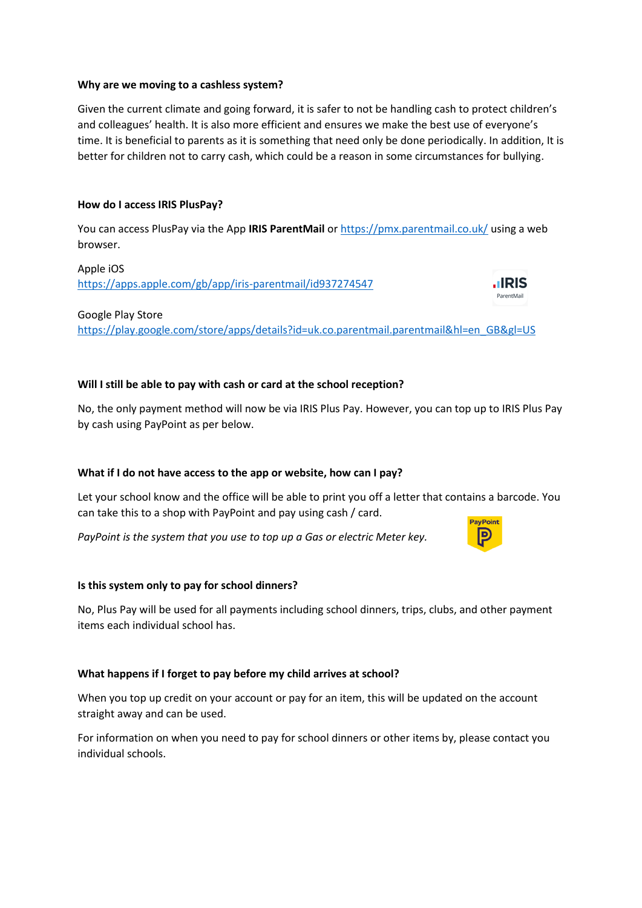**Why are we moving to a cashless system?**

Given the current climate and going forward, it is safer to not be handling cash to protect children's and colleagues' health. It is also more efficient and ensures we make the best use of everyone's time. It is beneficial to parents as it is something that need only be done periodically. In addition, It is better for children not to carry cash, which could be a reason in some circumstances for bullying.

**How do I access IRIS PlusPay?**

You can access PlusPay via the App **IRIS ParentMail** or https://pmx.parentmail.co.uk/ using a web browser.

Apple iOS
https://apps.apple.com/gb/app/iris-parentmail/id937274547

Google Play Store
https://play.google.com/store/apps/details?id=uk.co.parentmail.parentmail&hl=en_GB&gl=US

**Will I still be able to pay with cash or card at the school reception?**

No, the only payment method will now be via IRIS Plus Pay. However, you can top up to IRIS Plus Pay by cash using PayPoint as per below.

**What if I do not have access to the app or website, how can I pay?**

Let your school know and the office will be able to print you off a letter that contains a barcode. You can take this to a shop with PayPoint and pay using cash / card.

*PayPoint is the system that you use to top up a Gas or electric Meter key.*

**Is this system only to pay for school dinners?**

No, Plus Pay will be used for all payments including school dinners, trips, clubs, and other payment items each individual school has.

**What happens if I forget to pay before my child arrives at school?**

When you top up credit on your account or pay for an item, this will be updated on the account straight away and can be used.

For information on when you need to pay for school dinners or other items by, please contact you individual schools.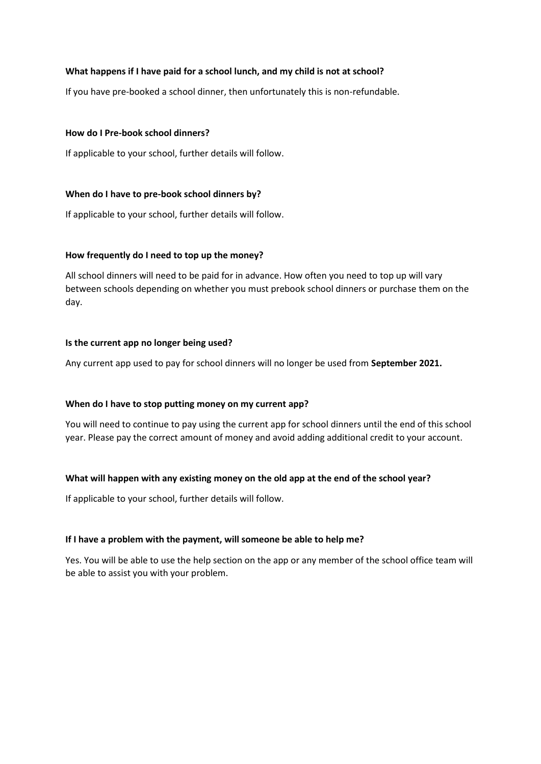**What happens if I have paid for a school lunch, and my child is not at school?**

If you have pre-booked a school dinner, then unfortunately this is non-refundable.

**How do I Pre-book school dinners?**

If applicable to your school, further details will follow.

**When do I have to pre-book school dinners by?**

If applicable to your school, further details will follow.

**How frequently do I need to top up the money?**

All school dinners will need to be paid for in advance. How often you need to top up will vary between schools depending on whether you must prebook school dinners or purchase them on the day.

**Is the current app no longer being used?**

Any current app used to pay for school dinners will no longer be used from **September 2021.**

**When do I have to stop putting money on my current app?**

You will need to continue to pay using the current app for school dinners until the end of this school year. Please pay the correct amount of money and avoid adding additional credit to your account.

**What will happen with any existing money on the old app at the end of the school year?**

If applicable to your school, further details will follow.

**If I have a problem with the payment, will someone be able to help me?**

Yes. You will be able to use the help section on the app or any member of the school office team will be able to assist you with your problem.